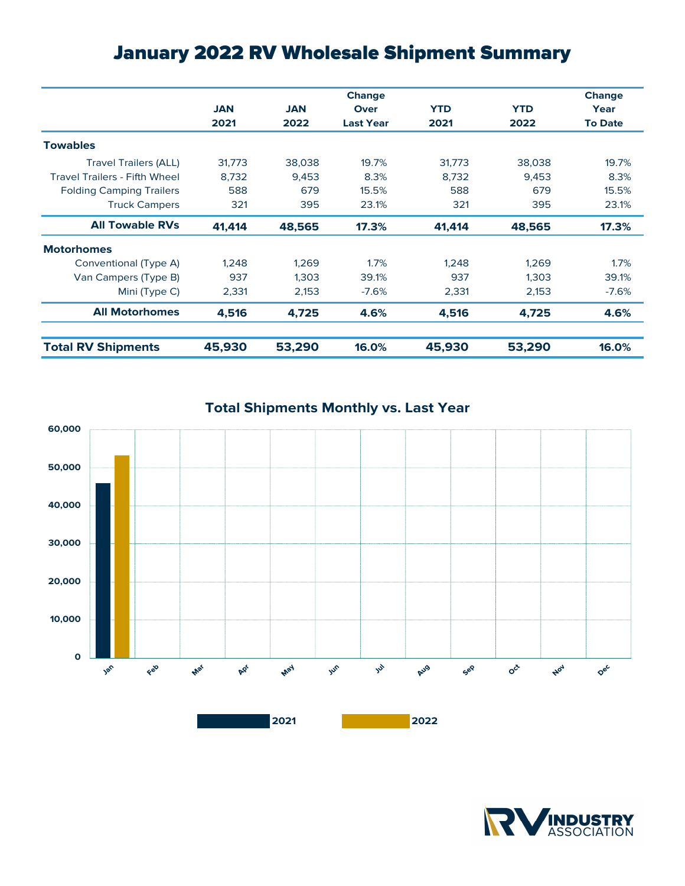# January 2022 RV Wholesale Shipment Summary

| | JAN 2021 | JAN 2022 | Change Over Last Year | YTD 2021 | YTD 2022 | Change Year To Date |
|---|---|---|---|---|---|---|
| **Towables** | | | | | | |
| Travel Trailers (ALL) | 31,773 | 38,038 | 19.7% | 31,773 | 38,038 | 19.7% |
| Travel Trailers - Fifth Wheel | 8,732 | 9,453 | 8.3% | 8,732 | 9,453 | 8.3% |
| Folding Camping Trailers | 588 | 679 | 15.5% | 588 | 679 | 15.5% |
| Truck Campers | 321 | 395 | 23.1% | 321 | 395 | 23.1% |
| **All Towable RVs** | **41,414** | **48,565** | **17.3%** | **41,414** | **48,565** | **17.3%** |
| **Motorhomes** | | | | | | |
| Conventional (Type A) | 1,248 | 1,269 | 1.7% | 1,248 | 1,269 | 1.7% |
| Van Campers (Type B) | 937 | 1,303 | 39.1% | 937 | 1,303 | 39.1% |
| Mini (Type C) | 2,331 | 2,153 | -7.6% | 2,331 | 2,153 | -7.6% |
| **All Motorhomes** | **4,516** | **4,725** | **4.6%** | **4,516** | **4,725** | **4.6%** |
| **Total RV Shipments** | **45,930** | **53,290** | **16.0%** | **45,930** | **53,290** | **16.0%** |

## Total Shipments Monthly vs. Last Year

| Month | 2021 | 2022 |
|---|---|---|
| Jan | 45,930 | 53,290 |
| Feb | | |
| Mar | | |
| Apr | | |
| May | | |
| Jun | | |
| Jul | | |
| Aug | | |
| Sep | | |
| Oct | | |
| Nov | | |
| Dec | | |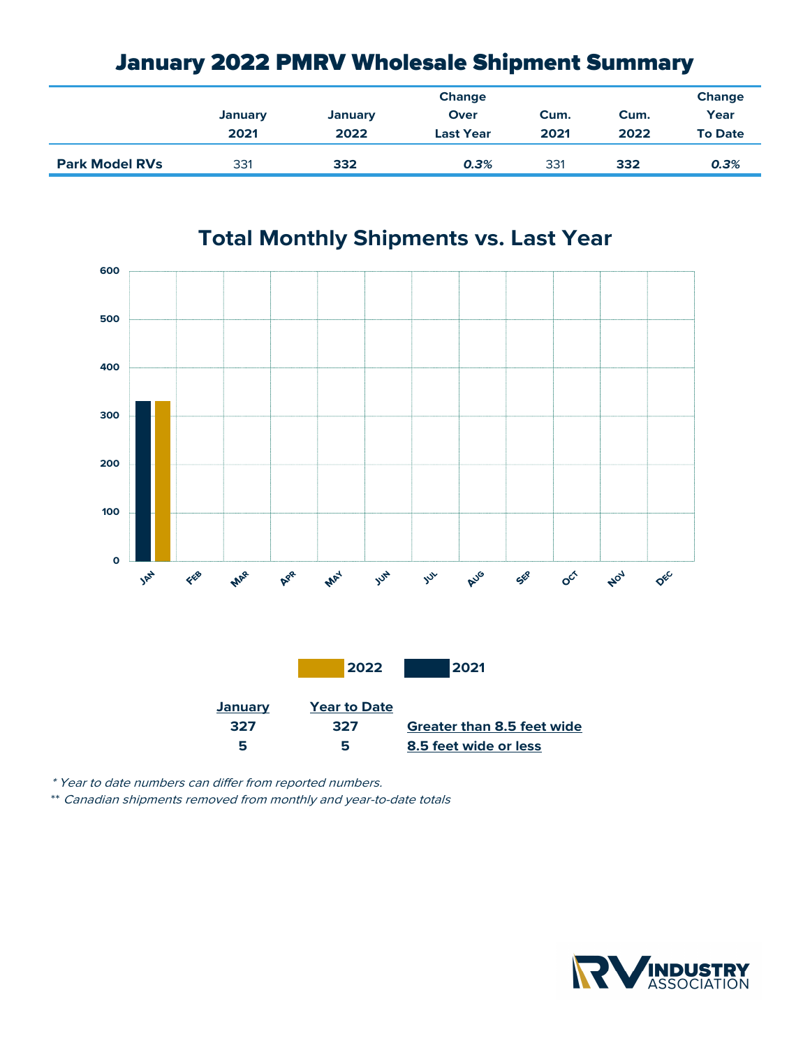# January 2022 PMRV Wholesale Shipment Summary

| | January 2021 | January 2022 | Change Over Last Year | Cum. 2021 | Cum. 2022 | Change Year To Date |
|---|---|---|---|---|---|---|
| **Park Model RVs** | 331 | **332** | ***0.3%*** | 331 | **332** | ***0.3%*** |

## Total Monthly Shipments vs. Last Year

| Month | 2021 | 2022 |
|---|---|---|
| JAN | 331 | 332 |
| FEB | | |
| MAR | | |
| APR | | |
| MAY | | |
| JUN | | |
| JUL | | |
| AUG | | |
| SEP | | |
| OCT | | |
| NOV | | |
| DEC | | |

| January | Year to Date | |
|---|---|---|
| **327** | **327** | **Greater than 8.5 feet wide** |
| **5** | **5** | **8.5 feet wide or less** |

*\* Year to date numbers can differ from reported numbers.*

*\*\* Canadian shipments removed from monthly and year-to-date totals*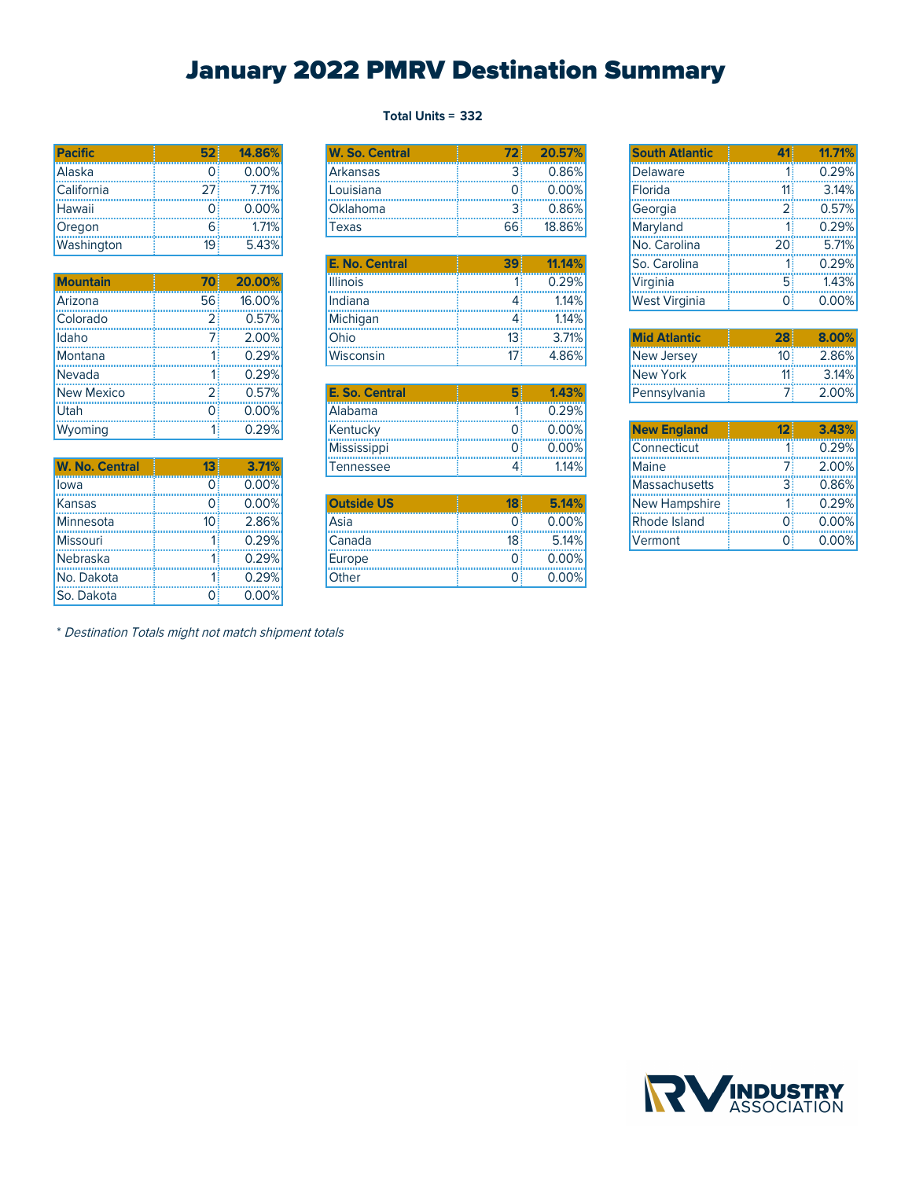# January 2022 PMRV Destination Summary

**Total Units = 332**

| Pacific | 52 | 14.86% |
|---|---|---|
| Alaska | 0 | 0.00% |
| California | 27 | 7.71% |
| Hawaii | 0 | 0.00% |
| Oregon | 6 | 1.71% |
| Washington | 19 | 5.43% |

| Mountain | 70 | 20.00% |
|---|---|---|
| Arizona | 56 | 16.00% |
| Colorado | 2 | 0.57% |
| Idaho | 7 | 2.00% |
| Montana | 1 | 0.29% |
| Nevada | 1 | 0.29% |
| New Mexico | 2 | 0.57% |
| Utah | 0 | 0.00% |
| Wyoming | 1 | 0.29% |

| W. No. Central | 13 | 3.71% |
|---|---|---|
| Iowa | 0 | 0.00% |
| Kansas | 0 | 0.00% |
| Minnesota | 10 | 2.86% |
| Missouri | 1 | 0.29% |
| Nebraska | 1 | 0.29% |
| No. Dakota | 1 | 0.29% |
| So. Dakota | 0 | 0.00% |

| W. So. Central | 72 | 20.57% |
|---|---|---|
| Arkansas | 3 | 0.86% |
| Louisiana | 0 | 0.00% |
| Oklahoma | 3 | 0.86% |
| Texas | 66 | 18.86% |

| E. No. Central | 39 | 11.14% |
|---|---|---|
| Illinois | 1 | 0.29% |
| Indiana | 4 | 1.14% |
| Michigan | 4 | 1.14% |
| Ohio | 13 | 3.71% |
| Wisconsin | 17 | 4.86% |

| E. So. Central | 5 | 1.43% |
|---|---|---|
| Alabama | 1 | 0.29% |
| Kentucky | 0 | 0.00% |
| Mississippi | 0 | 0.00% |
| Tennessee | 4 | 1.14% |

| Outside US | 18 | 5.14% |
|---|---|---|
| Asia | 0 | 0.00% |
| Canada | 18 | 5.14% |
| Europe | 0 | 0.00% |
| Other | 0 | 0.00% |

| South Atlantic | 41 | 11.71% |
|---|---|---|
| Delaware | 1 | 0.29% |
| Florida | 11 | 3.14% |
| Georgia | 2 | 0.57% |
| Maryland | 1 | 0.29% |
| No. Carolina | 20 | 5.71% |
| So. Carolina | 1 | 0.29% |
| Virginia | 5 | 1.43% |
| West Virginia | 0 | 0.00% |

| Mid Atlantic | 28 | 8.00% |
|---|---|---|
| New Jersey | 10 | 2.86% |
| New York | 11 | 3.14% |
| Pennsylvania | 7 | 2.00% |

| New England | 12 | 3.43% |
|---|---|---|
| Connecticut | 1 | 0.29% |
| Maine | 7 | 2.00% |
| Massachusetts | 3 | 0.86% |
| New Hampshire | 1 | 0.29% |
| Rhode Island | 0 | 0.00% |
| Vermont | 0 | 0.00% |

* *Destination Totals might not match shipment totals*

RV INDUSTRY ASSOCIATION